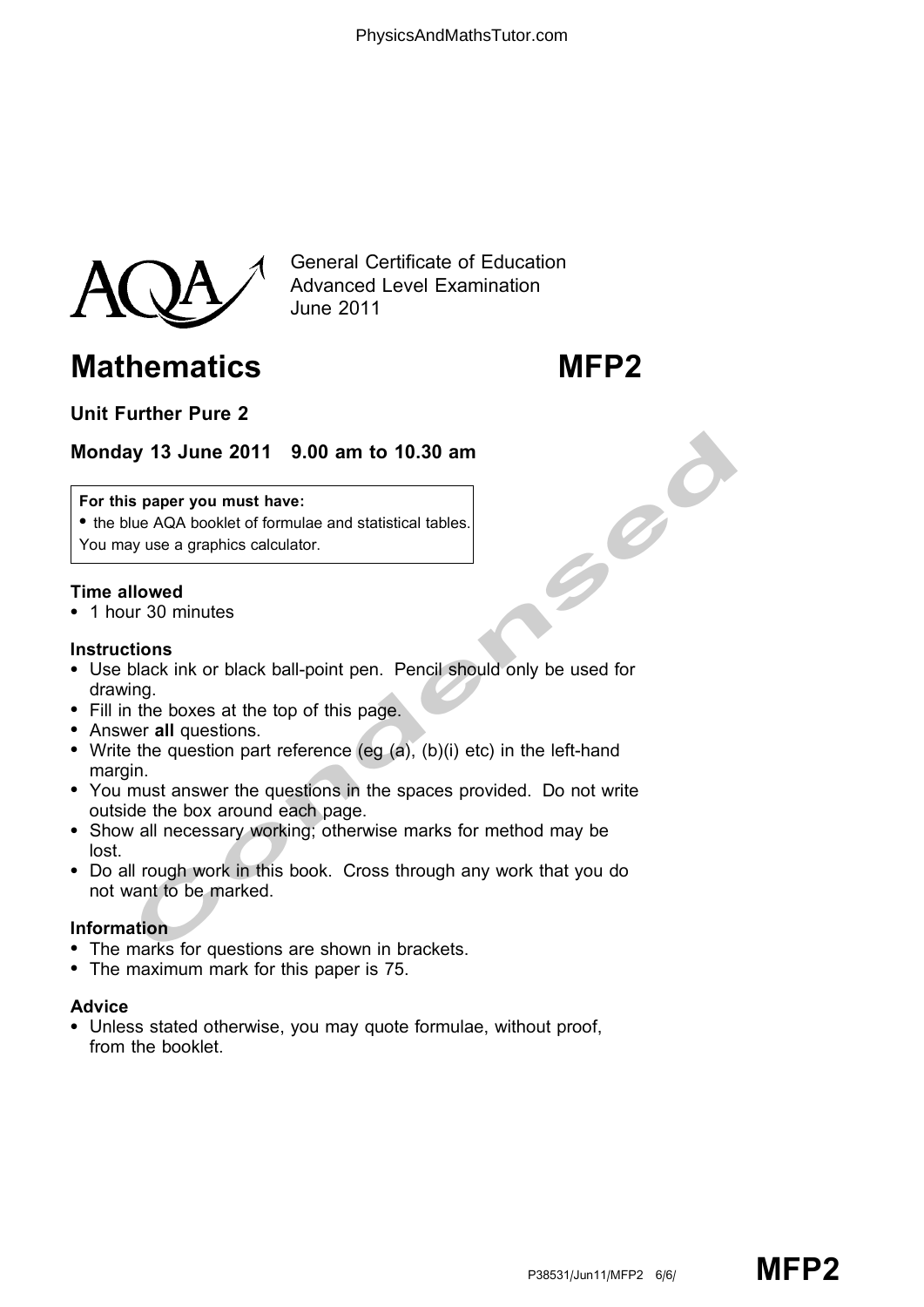General Certificate of Education
Advanced Level Examination
June 2011

# Mathematics MFP2

## Unit Further Pure 2

**Monday 13 June 2011 9.00 am to 10.30 am**

**For this paper you must have:**
- the blue AQA booklet of formulae and statistical tables.

You may use a graphics calculator.

**Time allowed**
- 1 hour 30 minutes

**Instructions**
- Use black ink or black ball-point pen. Pencil should only be used for drawing.
- Fill in the boxes at the top of this page.
- Answer **all** questions.
- Write the question part reference (eg (a), (b)(i) etc) in the left-hand margin.
- You must answer the questions in the spaces provided. Do not write outside the box around each page.
- Show all necessary working; otherwise marks for method may be lost.
- Do all rough work in this book. Cross through any work that you do not want to be marked.

**Information**
- The marks for questions are shown in brackets.
- The maximum mark for this paper is 75.

**Advice**
- Unless stated otherwise, you may quote formulae, without proof, from the booklet.

P38531/Jun11/MFP2 6/6/ **MFP2**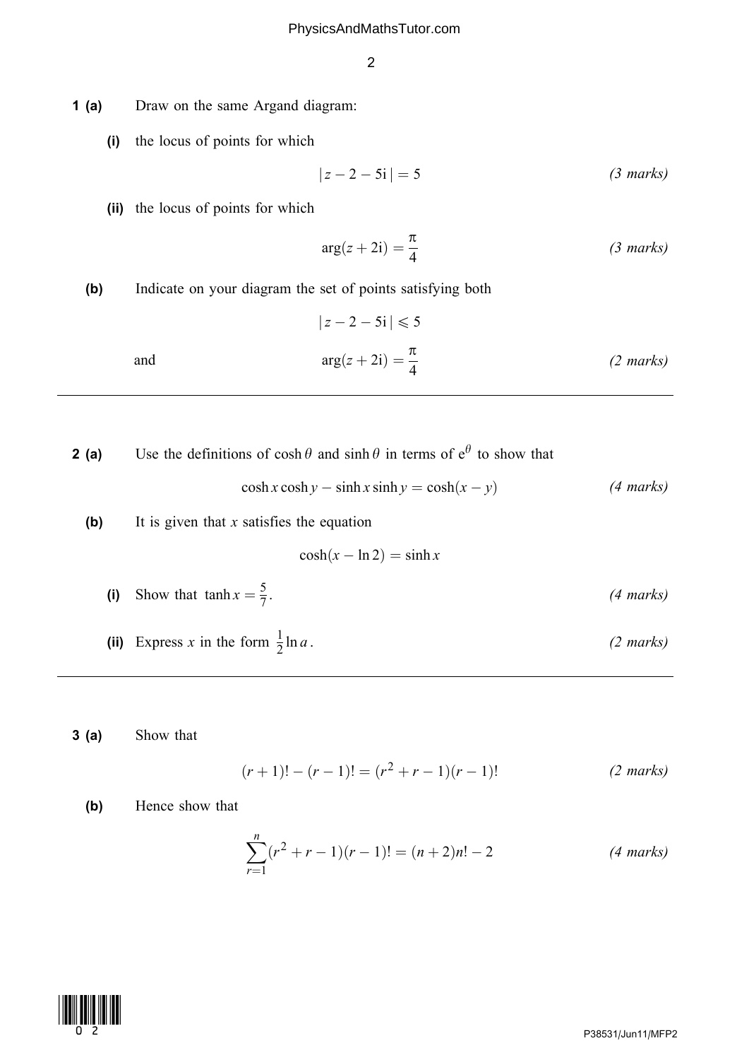**1 (a)** Draw on the same Argand diagram:

**(i)** the locus of points for which

$$|z - 2 - 5\mathrm{i}| = 5$$ *(3 marks)*

**(ii)** the locus of points for which

$$\arg(z + 2\mathrm{i}) = \frac{\pi}{4}$$ *(3 marks)*

**(b)** Indicate on your diagram the set of points satisfying both

$$|z - 2 - 5\mathrm{i}| \leqslant 5$$

and

$$\arg(z + 2\mathrm{i}) = \frac{\pi}{4}$$ *(2 marks)*

---

**2 (a)** Use the definitions of $\cosh\theta$ and $\sinh\theta$ in terms of $\mathrm{e}^{\theta}$ to show that

$$\cosh x \cosh y - \sinh x \sinh y = \cosh(x - y)$$ *(4 marks)*

**(b)** It is given that $x$ satisfies the equation

$$\cosh(x - \ln 2) = \sinh x$$

**(i)** Show that $\tanh x = \frac{5}{7}$. *(4 marks)*

**(ii)** Express $x$ in the form $\frac{1}{2}\ln a$. *(2 marks)*

---

**3 (a)** Show that

$$(r + 1)! - (r - 1)! = (r^2 + r - 1)(r - 1)!$$ *(2 marks)*

**(b)** Hence show that

$$\sum_{r=1}^{n}(r^2 + r - 1)(r - 1)! = (n + 2)n! - 2$$ *(4 marks)*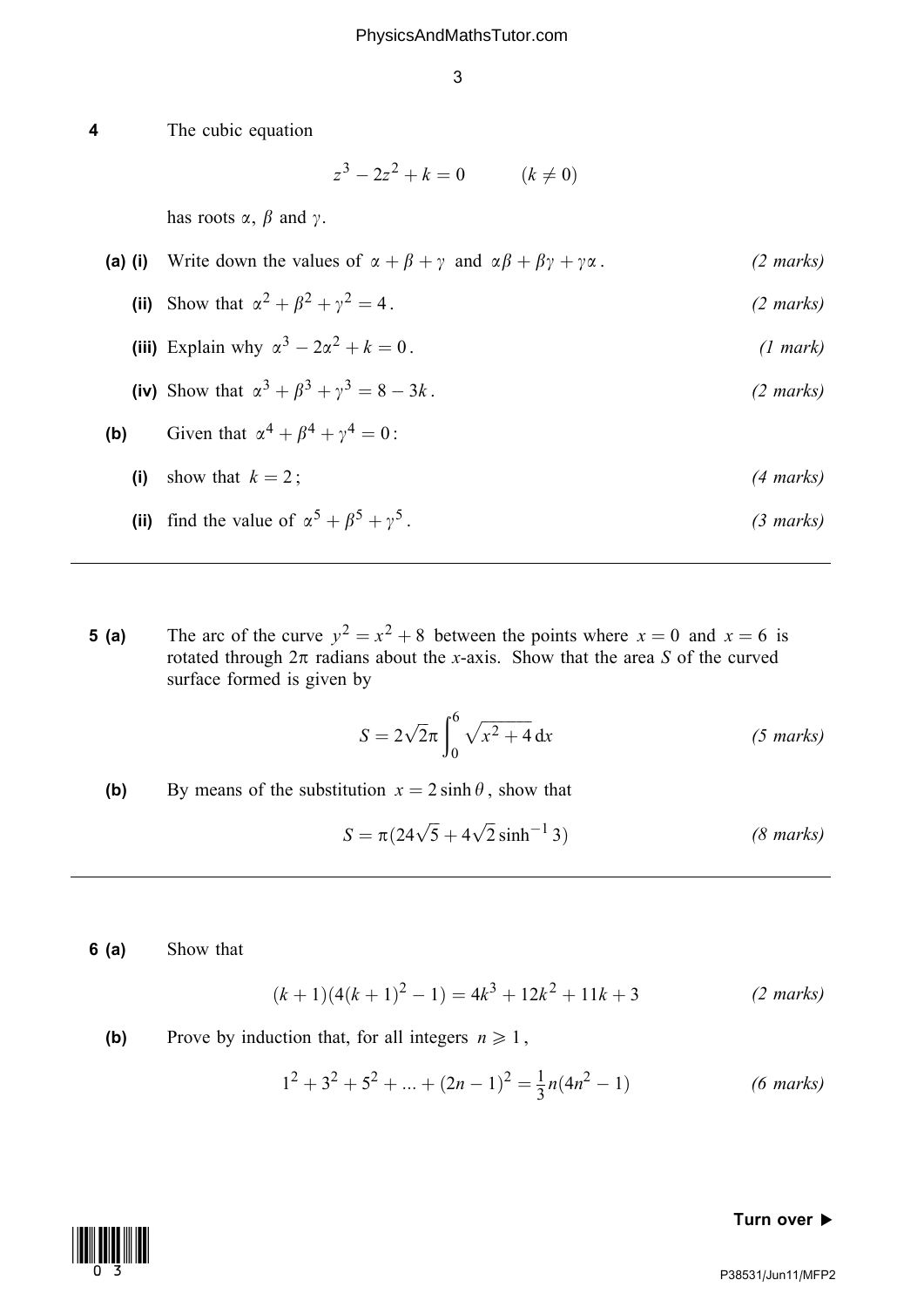**4** The cubic equation

$$z^3 - 2z^2 + k = 0 \qquad (k \neq 0)$$

has roots $\alpha$, $\beta$ and $\gamma$.

**(a) (i)** Write down the values of $\alpha + \beta + \gamma$ and $\alpha\beta + \beta\gamma + \gamma\alpha$. *(2 marks)*

**(ii)** Show that $\alpha^2 + \beta^2 + \gamma^2 = 4$. *(2 marks)*

**(iii)** Explain why $\alpha^3 - 2\alpha^2 + k = 0$. *(1 mark)*

**(iv)** Show that $\alpha^3 + \beta^3 + \gamma^3 = 8 - 3k$. *(2 marks)*

**(b)** Given that $\alpha^4 + \beta^4 + \gamma^4 = 0$:

**(i)** show that $k = 2$; *(4 marks)*

**(ii)** find the value of $\alpha^5 + \beta^5 + \gamma^5$. *(3 marks)*

---

**5 (a)** The arc of the curve $y^2 = x^2 + 8$ between the points where $x = 0$ and $x = 6$ is rotated through $2\pi$ radians about the $x$-axis. Show that the area $S$ of the curved surface formed is given by

$$S = 2\sqrt{2}\pi \int_0^6 \sqrt{x^2 + 4}\,\mathrm{d}x$$ *(5 marks)*

**(b)** By means of the substitution $x = 2\sinh\theta$, show that

$$S = \pi(24\sqrt{5} + 4\sqrt{2}\sinh^{-1} 3)$$ *(8 marks)*

---

**6 (a)** Show that

$$(k+1)(4(k+1)^2 - 1) = 4k^3 + 12k^2 + 11k + 3$$ *(2 marks)*

**(b)** Prove by induction that, for all integers $n \geqslant 1$,

$$1^2 + 3^2 + 5^2 + \ldots + (2n-1)^2 = \frac{1}{3}n(4n^2 - 1)$$ *(6 marks)*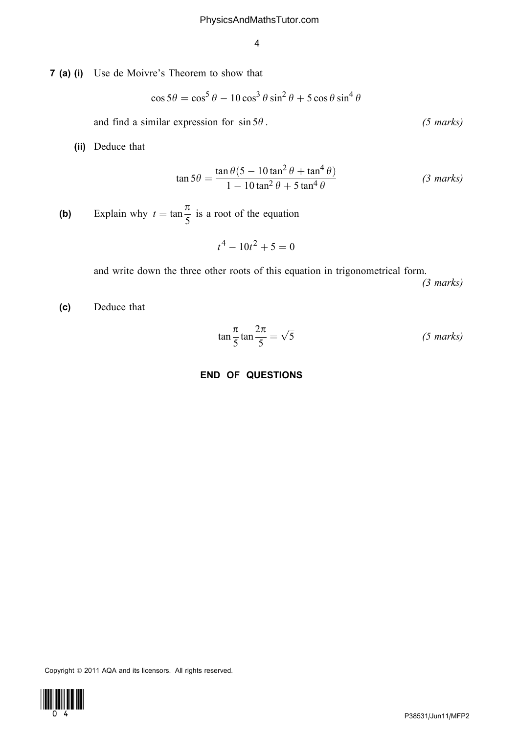**7 (a) (i)** Use de Moivre's Theorem to show that

$$\cos 5\theta = \cos^5\theta - 10\cos^3\theta\sin^2\theta + 5\cos\theta\sin^4\theta$$

and find a similar expression for $\sin 5\theta$. *(5 marks)*

**(ii)** Deduce that

$$\tan 5\theta = \frac{\tan\theta(5 - 10\tan^2\theta + \tan^4\theta)}{1 - 10\tan^2\theta + 5\tan^4\theta}$$

*(3 marks)*

**(b)** Explain why $t = \tan\dfrac{\pi}{5}$ is a root of the equation

$$t^4 - 10t^2 + 5 = 0$$

and write down the three other roots of this equation in trigonometrical form. *(3 marks)*

**(c)** Deduce that

$$\tan\frac{\pi}{5}\tan\frac{2\pi}{5} = \sqrt{5}$$

*(5 marks)*

**END OF QUESTIONS**

Copyright © 2011 AQA and its licensors. All rights reserved.

P38531/Jun11/MFP2